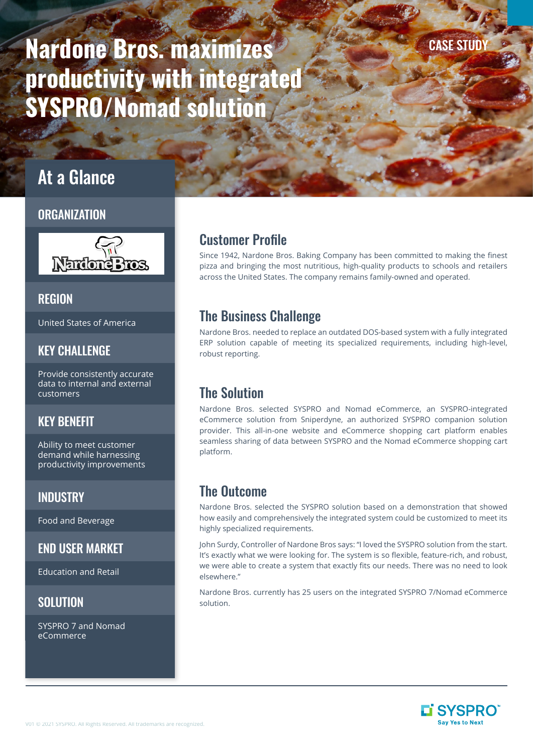CASE STUDY

# Nardone Bros. maximizes productivity with integrated SYSPRO/Nomad solution

## At a Glance

### ORGANIZATION

Nardone Bros.

### REGION

United States of America

### KEY CHALLENGE

Provide consistently accurate data to internal and external customers

### KEY BENEFIT

Ability to meet customer demand while harnessing productivity improvements

### INDUSTRY

Food and Beverage

### END USER MARKET

Education and Retail

### SOLUTION

SYSPRO 7 and Nomad eCommerce

## Customer Profile

Since 1942, Nardone Bros. Baking Company has been committed to making the finest pizza and bringing the most nutritious, high-quality products to schools and retailers across the United States. The company remains family-owned and operated.

## The Business Challenge

Nardone Bros. needed to replace an outdated DOS-based system with a fully integrated ERP solution capable of meeting its specialized requirements, including high-level, robust reporting.

## The Solution

Nardone Bros. selected SYSPRO and Nomad eCommerce, an SYSPRO-integrated eCommerce solution from Sniperdyne, an authorized SYSPRO companion solution provider. This all-in-one website and eCommerce shopping cart platform enables seamless sharing of data between SYSPRO and the Nomad eCommerce shopping cart platform.

## The Outcome

Nardone Bros. selected the SYSPRO solution based on a demonstration that showed how easily and comprehensively the integrated system could be customized to meet its highly specialized requirements.

John Surdy, Controller of Nardone Bros says: "I loved the SYSPRO solution from the start. It's exactly what we were looking for. The system is so flexible, feature-rich, and robust, we were able to create a system that exactly fits our needs. There was no need to look elsewhere."

Nardone Bros. currently has 25 users on the integrated SYSPRO 7/Nomad eCommerce solution.

V01 © 2021 SYSPRO. All Rights Reserved. All trademarks are recognized.

SYSPRO™ Say Yes to Next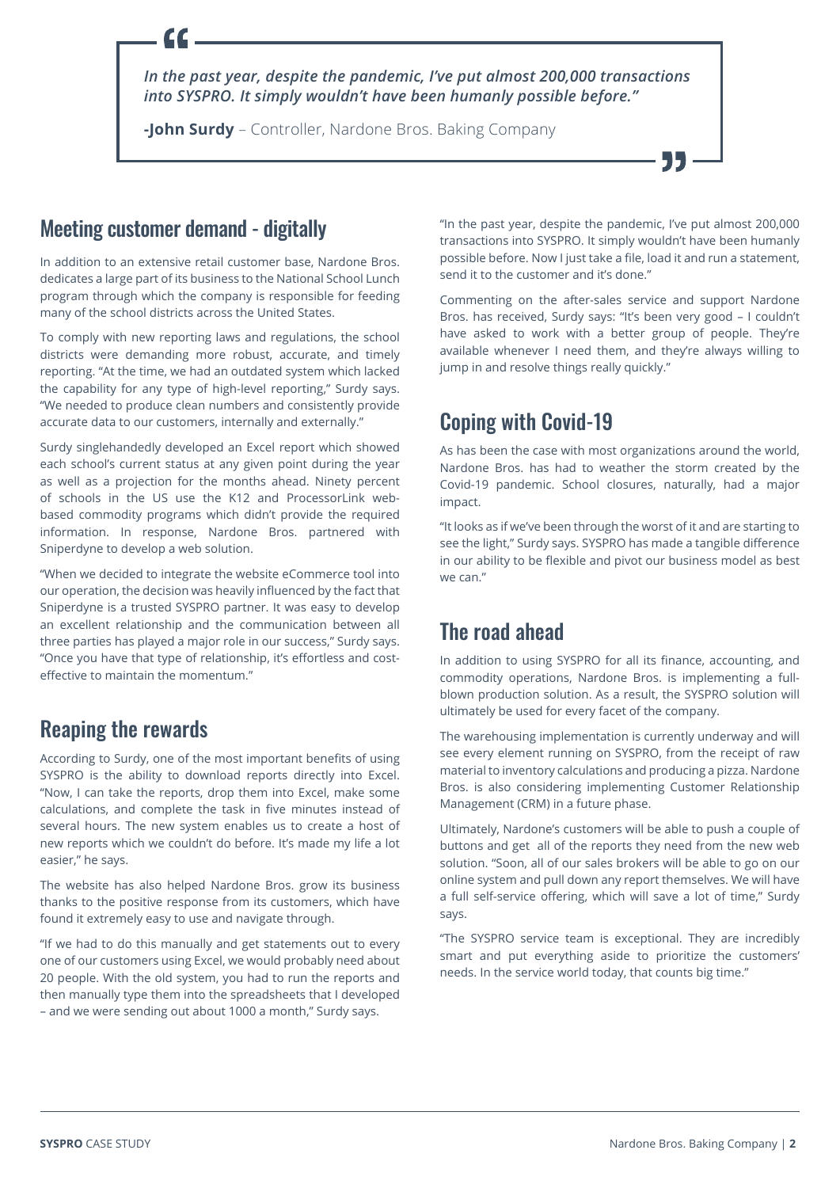> *In the past year, despite the pandemic, I've put almost 200,000 transactions into SYSPRO. It simply wouldn't have been humanly possible before."*
>
> **-John Surdy** – Controller, Nardone Bros. Baking Company

## Meeting customer demand - digitally

In addition to an extensive retail customer base, Nardone Bros. dedicates a large part of its business to the National School Lunch program through which the company is responsible for feeding many of the school districts across the United States.

To comply with new reporting laws and regulations, the school districts were demanding more robust, accurate, and timely reporting. "At the time, we had an outdated system which lacked the capability for any type of high-level reporting," Surdy says. "We needed to produce clean numbers and consistently provide accurate data to our customers, internally and externally."

Surdy singlehandedly developed an Excel report which showed each school's current status at any given point during the year as well as a projection for the months ahead. Ninety percent of schools in the US use the K12 and ProcessorLink web-based commodity programs which didn't provide the required information. In response, Nardone Bros. partnered with Sniperdyne to develop a web solution.

"When we decided to integrate the website eCommerce tool into our operation, the decision was heavily influenced by the fact that Sniperdyne is a trusted SYSPRO partner. It was easy to develop an excellent relationship and the communication between all three parties has played a major role in our success," Surdy says. "Once you have that type of relationship, it's effortless and cost-effective to maintain the momentum."

## Reaping the rewards

According to Surdy, one of the most important benefits of using SYSPRO is the ability to download reports directly into Excel. "Now, I can take the reports, drop them into Excel, make some calculations, and complete the task in five minutes instead of several hours. The new system enables us to create a host of new reports which we couldn't do before. It's made my life a lot easier," he says.

The website has also helped Nardone Bros. grow its business thanks to the positive response from its customers, which have found it extremely easy to use and navigate through.

"If we had to do this manually and get statements out to every one of our customers using Excel, we would probably need about 20 people. With the old system, you had to run the reports and then manually type them into the spreadsheets that I developed – and we were sending out about 1000 a month," Surdy says.

"In the past year, despite the pandemic, I've put almost 200,000 transactions into SYSPRO. It simply wouldn't have been humanly possible before. Now I just take a file, load it and run a statement, send it to the customer and it's done."

Commenting on the after-sales service and support Nardone Bros. has received, Surdy says: "It's been very good – I couldn't have asked to work with a better group of people. They're available whenever I need them, and they're always willing to jump in and resolve things really quickly."

## Coping with Covid-19

As has been the case with most organizations around the world, Nardone Bros. has had to weather the storm created by the Covid-19 pandemic. School closures, naturally, had a major impact.

"It looks as if we've been through the worst of it and are starting to see the light," Surdy says. SYSPRO has made a tangible difference in our ability to be flexible and pivot our business model as best we can."

## The road ahead

In addition to using SYSPRO for all its finance, accounting, and commodity operations, Nardone Bros. is implementing a full-blown production solution. As a result, the SYSPRO solution will ultimately be used for every facet of the company.

The warehousing implementation is currently underway and will see every element running on SYSPRO, from the receipt of raw material to inventory calculations and producing a pizza. Nardone Bros. is also considering implementing Customer Relationship Management (CRM) in a future phase.

Ultimately, Nardone's customers will be able to push a couple of buttons and get all of the reports they need from the new web solution. "Soon, all of our sales brokers will be able to go on our online system and pull down any report themselves. We will have a full self-service offering, which will save a lot of time," Surdy says.

"The SYSPRO service team is exceptional. They are incredibly smart and put everything aside to prioritize the customers' needs. In the service world today, that counts big time."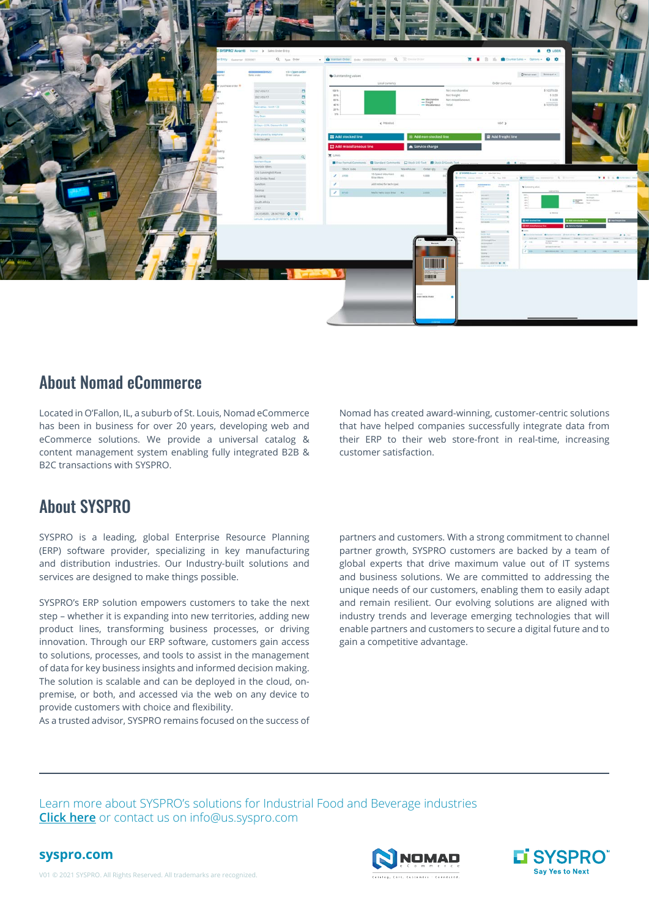## About Nomad eCommerce

Located in O'Fallon, IL, a suburb of St. Louis, Nomad eCommerce has been in business for over 20 years, developing web and eCommerce solutions. We provide a universal catalog & content management system enabling fully integrated B2B & B2C transactions with SYSPRO.

Nomad has created award-winning, customer-centric solutions that have helped companies successfully integrate data from their ERP to their web store-front in real-time, increasing customer satisfaction.

## About SYSPRO

SYSPRO is a leading, global Enterprise Resource Planning (ERP) software provider, specializing in key manufacturing and distribution industries. Our Industry-built solutions and services are designed to make things possible.

SYSPRO's ERP solution empowers customers to take the next step – whether it is expanding into new territories, adding new product lines, transforming business processes, or driving innovation. Through our ERP software, customers gain access to solutions, processes, and tools to assist in the management of data for key business insights and informed decision making. The solution is scalable and can be deployed in the cloud, on-premise, or both, and accessed via the web on any device to provide customers with choice and flexibility.

As a trusted advisor, SYSPRO remains focused on the success of partners and customers. With a strong commitment to channel partner growth, SYSPRO customers are backed by a team of global experts that drive maximum value out of IT systems and business solutions. We are committed to addressing the unique needs of our customers, enabling them to easily adapt and remain resilient. Our evolving solutions are aligned with industry trends and leverage emerging technologies that will enable partners and customers to secure a digital future and to gain a competitive advantage.

---

Learn more about SYSPRO's solutions for Industrial Food and Beverage industries
**Click here** or contact us on info@us.syspro.com

**syspro.com**

V01 © 2021 SYSPRO. All Rights Reserved. All trademarks are recognized.

NOMAD eCommerce
Catalog. Cart. Customers. Connected.

SYSPRO
Say Yes to Next